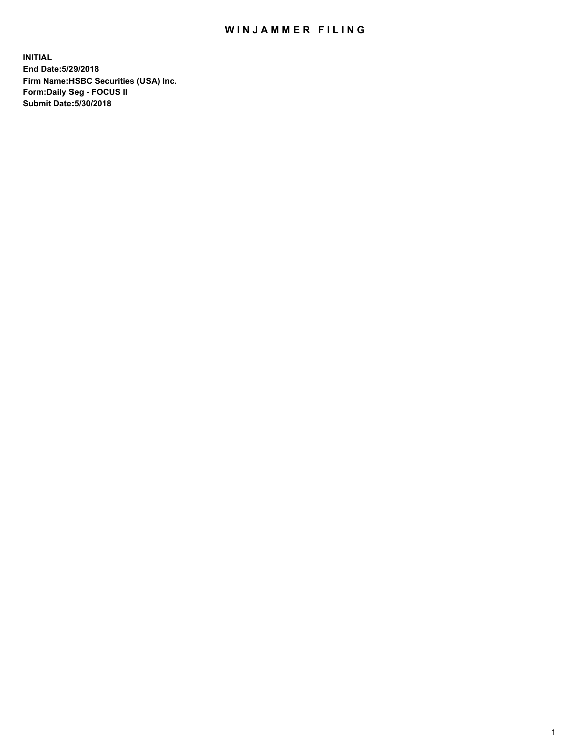# WINJAMMER FILING

**INITIAL**
**End Date:5/29/2018**
**Firm Name:HSBC Securities (USA) Inc.**
**Form:Daily Seg - FOCUS II**
**Submit Date:5/30/2018**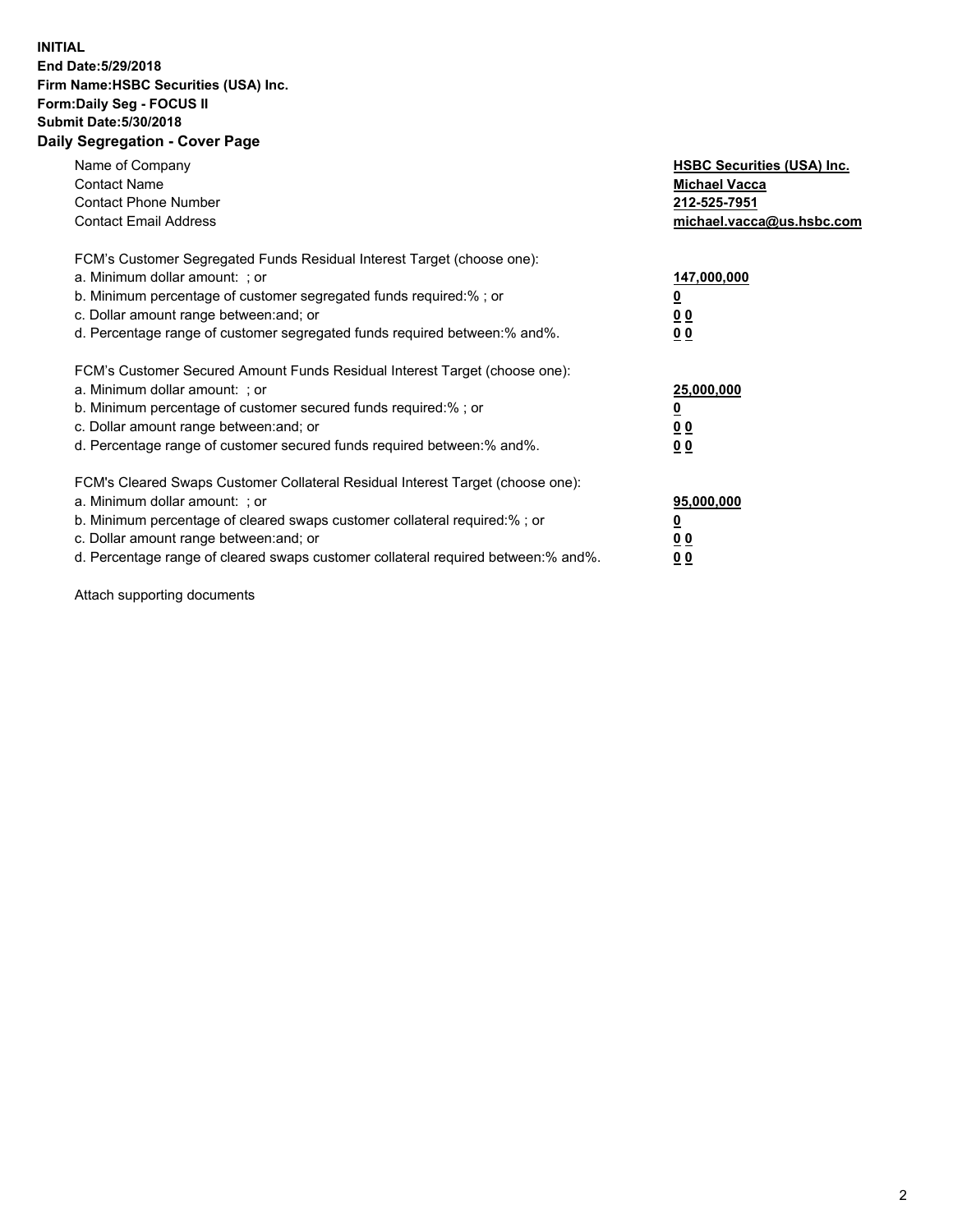**INITIAL**
**End Date:5/29/2018**
**Firm Name:HSBC Securities (USA) Inc.**
**Form:Daily Seg - FOCUS II**
**Submit Date:5/30/2018**

## Daily Segregation - Cover Page

| | |
|---|---|
| Name of Company | **HSBC Securities (USA) Inc.** |
| Contact Name | **Michael Vacca** |
| Contact Phone Number | **212-525-7951** |
| Contact Email Address | **michael.vacca@us.hsbc.com** |

FCM's Customer Segregated Funds Residual Interest Target (choose one):

| | |
|---|---|
| a. Minimum dollar amount: ; or | **147,000,000** |
| b. Minimum percentage of customer segregated funds required:% ; or | **0** |
| c. Dollar amount range between:and; or | **0 0** |
| d. Percentage range of customer segregated funds required between:% and%. | **0 0** |

FCM's Customer Secured Amount Funds Residual Interest Target (choose one):

| | |
|---|---|
| a. Minimum dollar amount: ; or | **25,000,000** |
| b. Minimum percentage of customer secured funds required:% ; or | **0** |
| c. Dollar amount range between:and; or | **0 0** |
| d. Percentage range of customer secured funds required between:% and%. | **0 0** |

FCM's Cleared Swaps Customer Collateral Residual Interest Target (choose one):

| | |
|---|---|
| a. Minimum dollar amount: ; or | **95,000,000** |
| b. Minimum percentage of cleared swaps customer collateral required:% ; or | **0** |
| c. Dollar amount range between:and; or | **0 0** |
| d. Percentage range of cleared swaps customer collateral required between:% and%. | **0 0** |

Attach supporting documents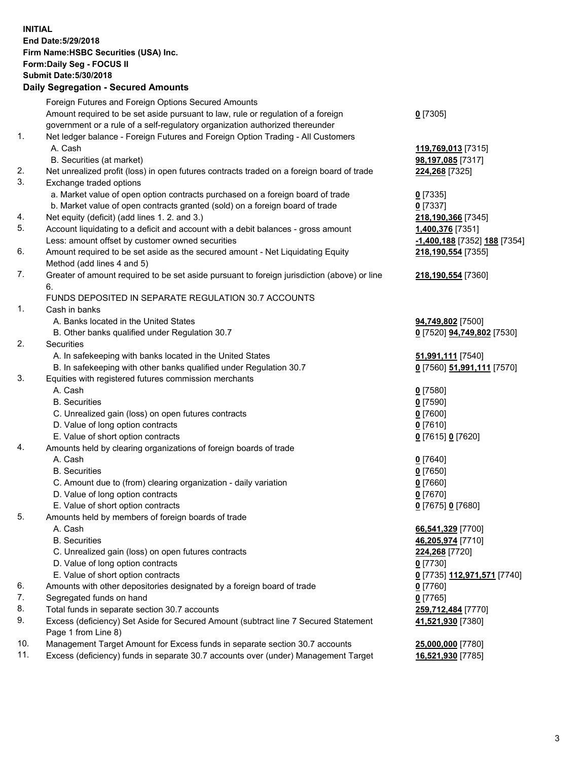**INITIAL**
**End Date:5/29/2018**
**Firm Name:HSBC Securities (USA) Inc.**
**Form:Daily Seg - FOCUS II**
**Submit Date:5/30/2018**

## Daily Segregation - Secured Amounts

| | | |
|---|---|---|
| | Foreign Futures and Foreign Options Secured Amounts | |
| | Amount required to be set aside pursuant to law, rule or regulation of a foreign government or a rule of a self-regulatory organization authorized thereunder | **0** [7305] |
| 1. | Net ledger balance - Foreign Futures and Foreign Option Trading - All Customers | |
| | A. Cash | **119,769,013** [7315] |
| | B. Securities (at market) | **98,197,085** [7317] |
| 2. | Net unrealized profit (loss) in open futures contracts traded on a foreign board of trade | **224,268** [7325] |
| 3. | Exchange traded options | |
| | a. Market value of open option contracts purchased on a foreign board of trade | **0** [7335] |
| | b. Market value of open contracts granted (sold) on a foreign board of trade | **0** [7337] |
| 4. | Net equity (deficit) (add lines 1. 2. and 3.) | **218,190,366** [7345] |
| 5. | Account liquidating to a deficit and account with a debit balances - gross amount | **1,400,376** [7351] |
| | Less: amount offset by customer owned securities | **-1,400,188** [7352] **188** [7354] |
| 6. | Amount required to be set aside as the secured amount - Net Liquidating Equity Method (add lines 4 and 5) | **218,190,554** [7355] |
| 7. | Greater of amount required to be set aside pursuant to foreign jurisdiction (above) or line 6. | **218,190,554** [7360] |
| | FUNDS DEPOSITED IN SEPARATE REGULATION 30.7 ACCOUNTS | |
| 1. | Cash in banks | |
| | A. Banks located in the United States | **94,749,802** [7500] |
| | B. Other banks qualified under Regulation 30.7 | **0** [7520] **94,749,802** [7530] |
| 2. | Securities | |
| | A. In safekeeping with banks located in the United States | **51,991,111** [7540] |
| | B. In safekeeping with other banks qualified under Regulation 30.7 | **0** [7560] **51,991,111** [7570] |
| 3. | Equities with registered futures commission merchants | |
| | A. Cash | **0** [7580] |
| | B. Securities | **0** [7590] |
| | C. Unrealized gain (loss) on open futures contracts | **0** [7600] |
| | D. Value of long option contracts | **0** [7610] |
| | E. Value of short option contracts | **0** [7615] **0** [7620] |
| 4. | Amounts held by clearing organizations of foreign boards of trade | |
| | A. Cash | **0** [7640] |
| | B. Securities | **0** [7650] |
| | C. Amount due to (from) clearing organization - daily variation | **0** [7660] |
| | D. Value of long option contracts | **0** [7670] |
| | E. Value of short option contracts | **0** [7675] **0** [7680] |
| 5. | Amounts held by members of foreign boards of trade | |
| | A. Cash | **66,541,329** [7700] |
| | B. Securities | **46,205,974** [7710] |
| | C. Unrealized gain (loss) on open futures contracts | **224,268** [7720] |
| | D. Value of long option contracts | **0** [7730] |
| | E. Value of short option contracts | **0** [7735] **112,971,571** [7740] |
| 6. | Amounts with other depositories designated by a foreign board of trade | **0** [7760] |
| 7. | Segregated funds on hand | **0** [7765] |
| 8. | Total funds in separate section 30.7 accounts | **259,712,484** [7770] |
| 9. | Excess (deficiency) Set Aside for Secured Amount (subtract line 7 Secured Statement Page 1 from Line 8) | **41,521,930** [7380] |
| 10. | Management Target Amount for Excess funds in separate section 30.7 accounts | **25,000,000** [7780] |
| 11. | Excess (deficiency) funds in separate 30.7 accounts over (under) Management Target | **16,521,930** [7785] |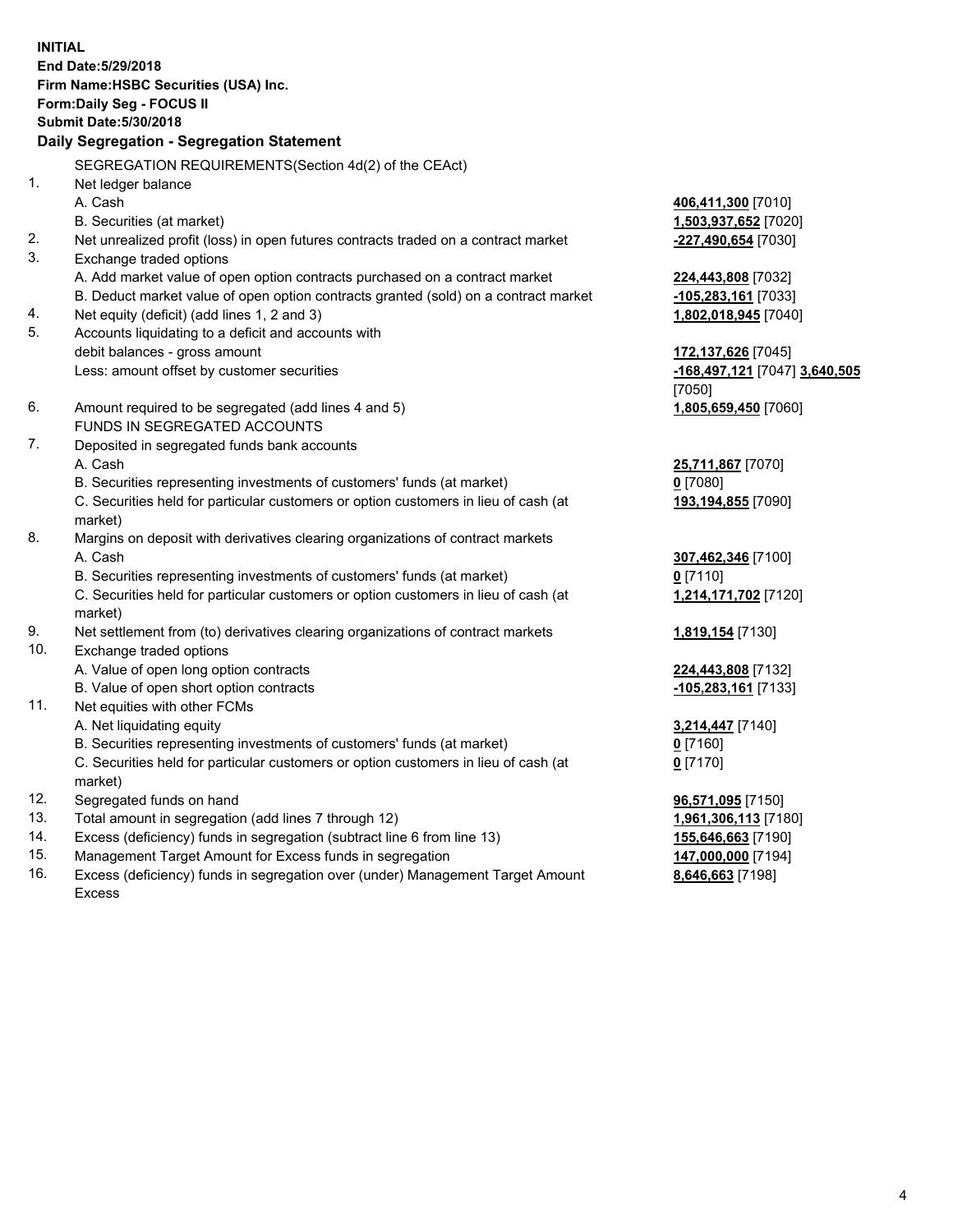**INITIAL**
**End Date:5/29/2018**
**Firm Name:HSBC Securities (USA) Inc.**
**Form:Daily Seg - FOCUS II**
**Submit Date:5/30/2018**

### Daily Segregation - Segregation Statement

SEGREGATION REQUIREMENTS(Section 4d(2) of the CEAct)

| | | |
|---|---|---|
| 1. | Net ledger balance | |
| | A. Cash | **406,411,300** [7010] |
| | B. Securities (at market) | **1,503,937,652** [7020] |
| 2. | Net unrealized profit (loss) in open futures contracts traded on a contract market | **-227,490,654** [7030] |
| 3. | Exchange traded options | |
| | A. Add market value of open option contracts purchased on a contract market | **224,443,808** [7032] |
| | B. Deduct market value of open option contracts granted (sold) on a contract market | **-105,283,161** [7033] |
| 4. | Net equity (deficit) (add lines 1, 2 and 3) | **1,802,018,945** [7040] |
| 5. | Accounts liquidating to a deficit and accounts with debit balances - gross amount | **172,137,626** [7045] |
| | Less: amount offset by customer securities | **-168,497,121** [7047] **3,640,505** [7050] |
| 6. | Amount required to be segregated (add lines 4 and 5) | **1,805,659,450** [7060] |
| | FUNDS IN SEGREGATED ACCOUNTS | |
| 7. | Deposited in segregated funds bank accounts | |
| | A. Cash | **25,711,867** [7070] |
| | B. Securities representing investments of customers' funds (at market) | **0** [7080] |
| | C. Securities held for particular customers or option customers in lieu of cash (at market) | **193,194,855** [7090] |
| 8. | Margins on deposit with derivatives clearing organizations of contract markets | |
| | A. Cash | **307,462,346** [7100] |
| | B. Securities representing investments of customers' funds (at market) | **0** [7110] |
| | C. Securities held for particular customers or option customers in lieu of cash (at market) | **1,214,171,702** [7120] |
| 9. | Net settlement from (to) derivatives clearing organizations of contract markets | **1,819,154** [7130] |
| 10. | Exchange traded options | |
| | A. Value of open long option contracts | **224,443,808** [7132] |
| | B. Value of open short option contracts | **-105,283,161** [7133] |
| 11. | Net equities with other FCMs | |
| | A. Net liquidating equity | **3,214,447** [7140] |
| | B. Securities representing investments of customers' funds (at market) | **0** [7160] |
| | C. Securities held for particular customers or option customers in lieu of cash (at market) | **0** [7170] |
| 12. | Segregated funds on hand | **96,571,095** [7150] |
| 13. | Total amount in segregation (add lines 7 through 12) | **1,961,306,113** [7180] |
| 14. | Excess (deficiency) funds in segregation (subtract line 6 from line 13) | **155,646,663** [7190] |
| 15. | Management Target Amount for Excess funds in segregation | **147,000,000** [7194] |
| 16. | Excess (deficiency) funds in segregation over (under) Management Target Amount Excess | **8,646,663** [7198] |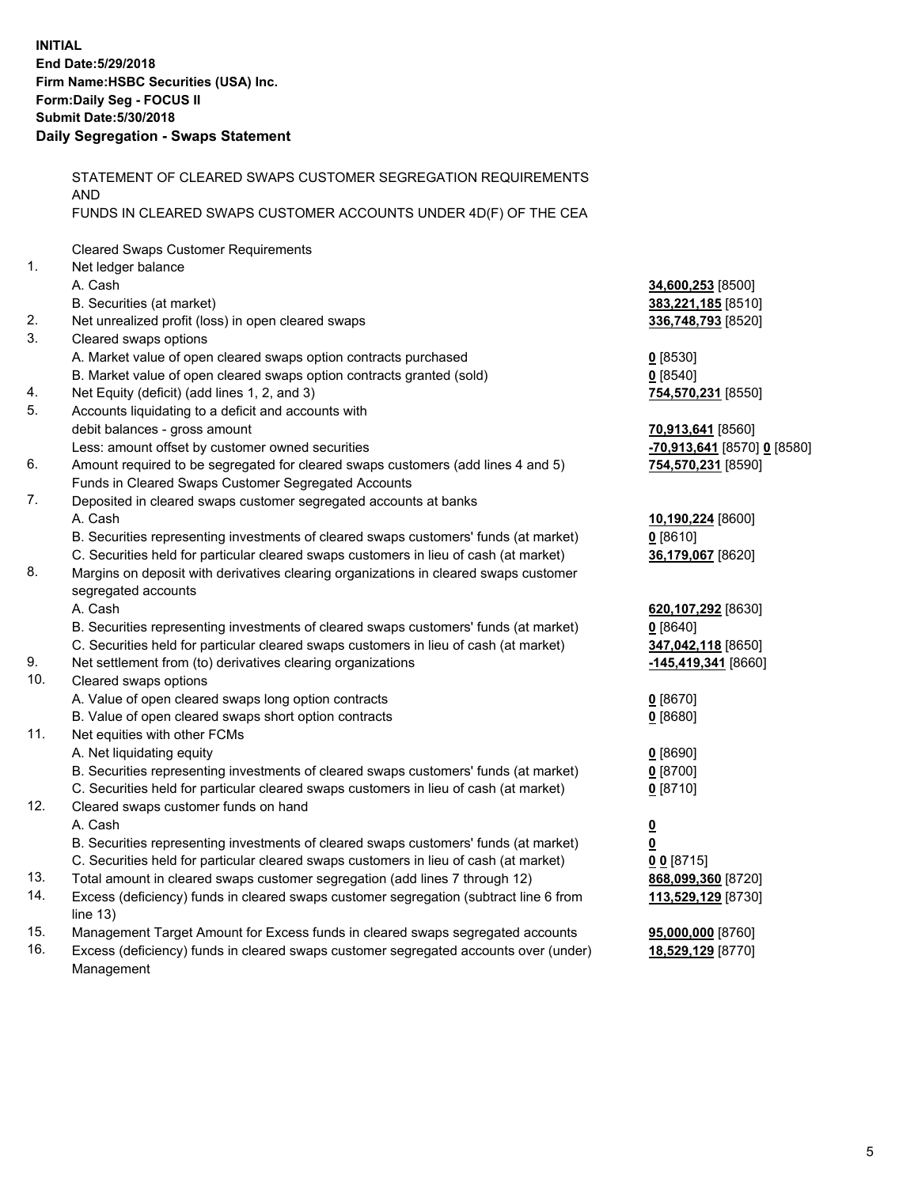**INITIAL**
**End Date:5/29/2018**
**Firm Name:HSBC Securities (USA) Inc.**
**Form:Daily Seg - FOCUS II**
**Submit Date:5/30/2018**
**Daily Segregation - Swaps Statement**

STATEMENT OF CLEARED SWAPS CUSTOMER SEGREGATION REQUIREMENTS AND FUNDS IN CLEARED SWAPS CUSTOMER ACCOUNTS UNDER 4D(F) OF THE CEA

| | | |
|---|---|---|
| | Cleared Swaps Customer Requirements | |
| 1. | Net ledger balance | |
| | A. Cash | **34,600,253** [8500] |
| | B. Securities (at market) | **383,221,185** [8510] |
| 2. | Net unrealized profit (loss) in open cleared swaps | **336,748,793** [8520] |
| 3. | Cleared swaps options | |
| | A. Market value of open cleared swaps option contracts purchased | **0** [8530] |
| | B. Market value of open cleared swaps option contracts granted (sold) | **0** [8540] |
| 4. | Net Equity (deficit) (add lines 1, 2, and 3) | **754,570,231** [8550] |
| 5. | Accounts liquidating to a deficit and accounts with debit balances - gross amount | **70,913,641** [8560] |
| | Less: amount offset by customer owned securities | **-70,913,641** [8570] **0** [8580] |
| 6. | Amount required to be segregated for cleared swaps customers (add lines 4 and 5) | **754,570,231** [8590] |
| | Funds in Cleared Swaps Customer Segregated Accounts | |
| 7. | Deposited in cleared swaps customer segregated accounts at banks | |
| | A. Cash | **10,190,224** [8600] |
| | B. Securities representing investments of cleared swaps customers' funds (at market) | **0** [8610] |
| | C. Securities held for particular cleared swaps customers in lieu of cash (at market) | **36,179,067** [8620] |
| 8. | Margins on deposit with derivatives clearing organizations in cleared swaps customer segregated accounts | |
| | A. Cash | **620,107,292** [8630] |
| | B. Securities representing investments of cleared swaps customers' funds (at market) | **0** [8640] |
| | C. Securities held for particular cleared swaps customers in lieu of cash (at market) | **347,042,118** [8650] |
| 9. | Net settlement from (to) derivatives clearing organizations | **-145,419,341** [8660] |
| 10. | Cleared swaps options | |
| | A. Value of open cleared swaps long option contracts | **0** [8670] |
| | B. Value of open cleared swaps short option contracts | **0** [8680] |
| 11. | Net equities with other FCMs | |
| | A. Net liquidating equity | **0** [8690] |
| | B. Securities representing investments of cleared swaps customers' funds (at market) | **0** [8700] |
| | C. Securities held for particular cleared swaps customers in lieu of cash (at market) | **0** [8710] |
| 12. | Cleared swaps customer funds on hand | |
| | A. Cash | **0** |
| | B. Securities representing investments of cleared swaps customers' funds (at market) | **0** |
| | C. Securities held for particular cleared swaps customers in lieu of cash (at market) | **0** **0** [8715] |
| 13. | Total amount in cleared swaps customer segregation (add lines 7 through 12) | **868,099,360** [8720] |
| 14. | Excess (deficiency) funds in cleared swaps customer segregation (subtract line 6 from line 13) | **113,529,129** [8730] |
| 15. | Management Target Amount for Excess funds in cleared swaps segregated accounts | **95,000,000** [8760] |
| 16. | Excess (deficiency) funds in cleared swaps customer segregated accounts over (under) Management | **18,529,129** [8770] |